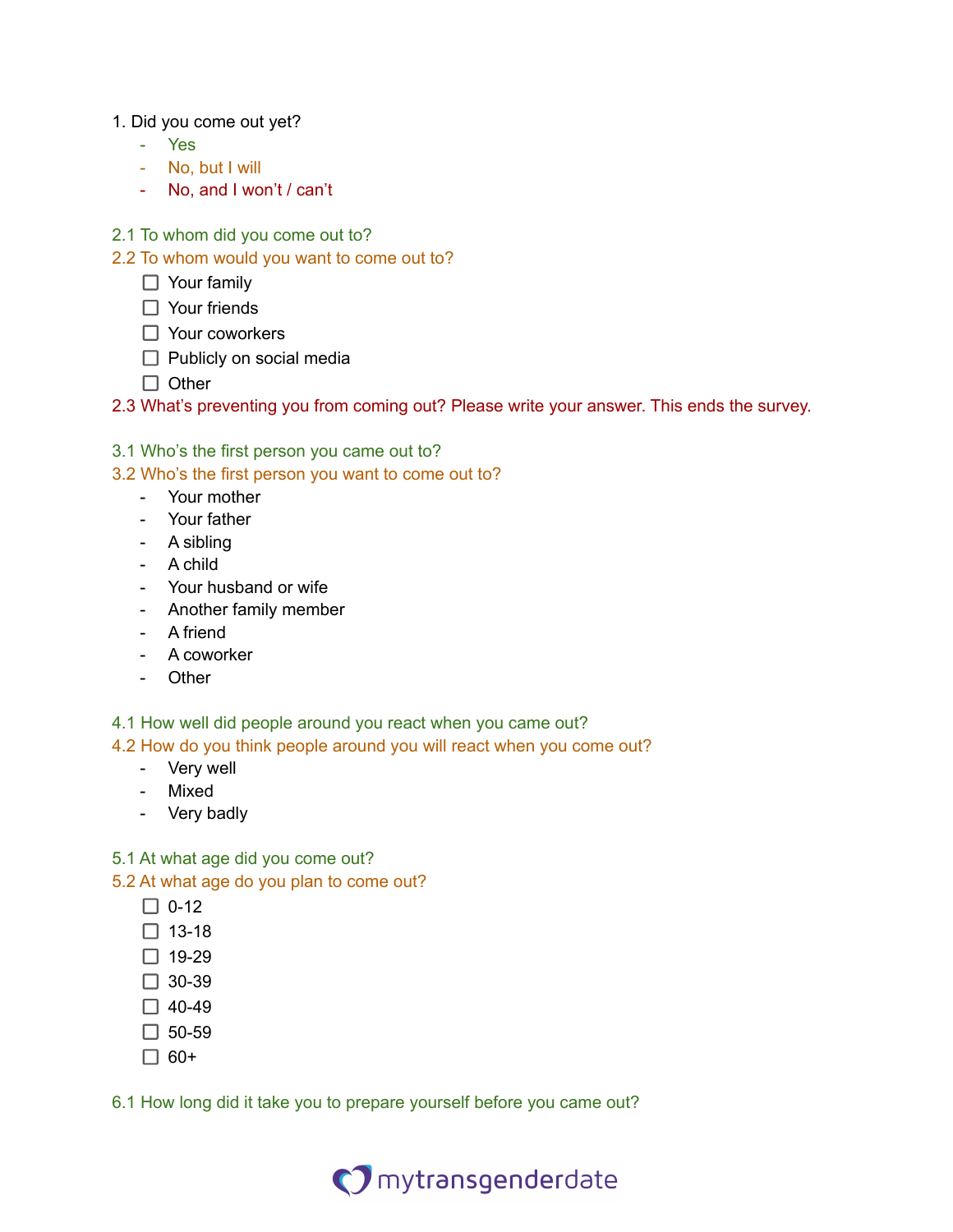1. Did you come out yet?
   - Yes
   - No, but I will
   - No, and I won't / can't

2.1 To whom did you come out to?
2.2 To whom would you want to come out to?
- [ ] Your family
- [ ] Your friends
- [ ] Your coworkers
- [ ] Publicly on social media
- [ ] Other

2.3 What's preventing you from coming out? Please write your answer. This ends the survey.

3.1 Who's the first person you came out to?
3.2 Who's the first person you want to come out to?
- Your mother
- Your father
- A sibling
- A child
- Your husband or wife
- Another family member
- A friend
- A coworker
- Other

4.1 How well did people around you react when you came out?
4.2 How do you think people around you will react when you come out?
- Very well
- Mixed
- Very badly

5.1 At what age did you come out?
5.2 At what age do you plan to come out?
- [ ] 0-12
- [ ] 13-18
- [ ] 19-29
- [ ] 30-39
- [ ] 40-49
- [ ] 50-59
- [ ] 60+

6.1 How long did it take you to prepare yourself before you came out?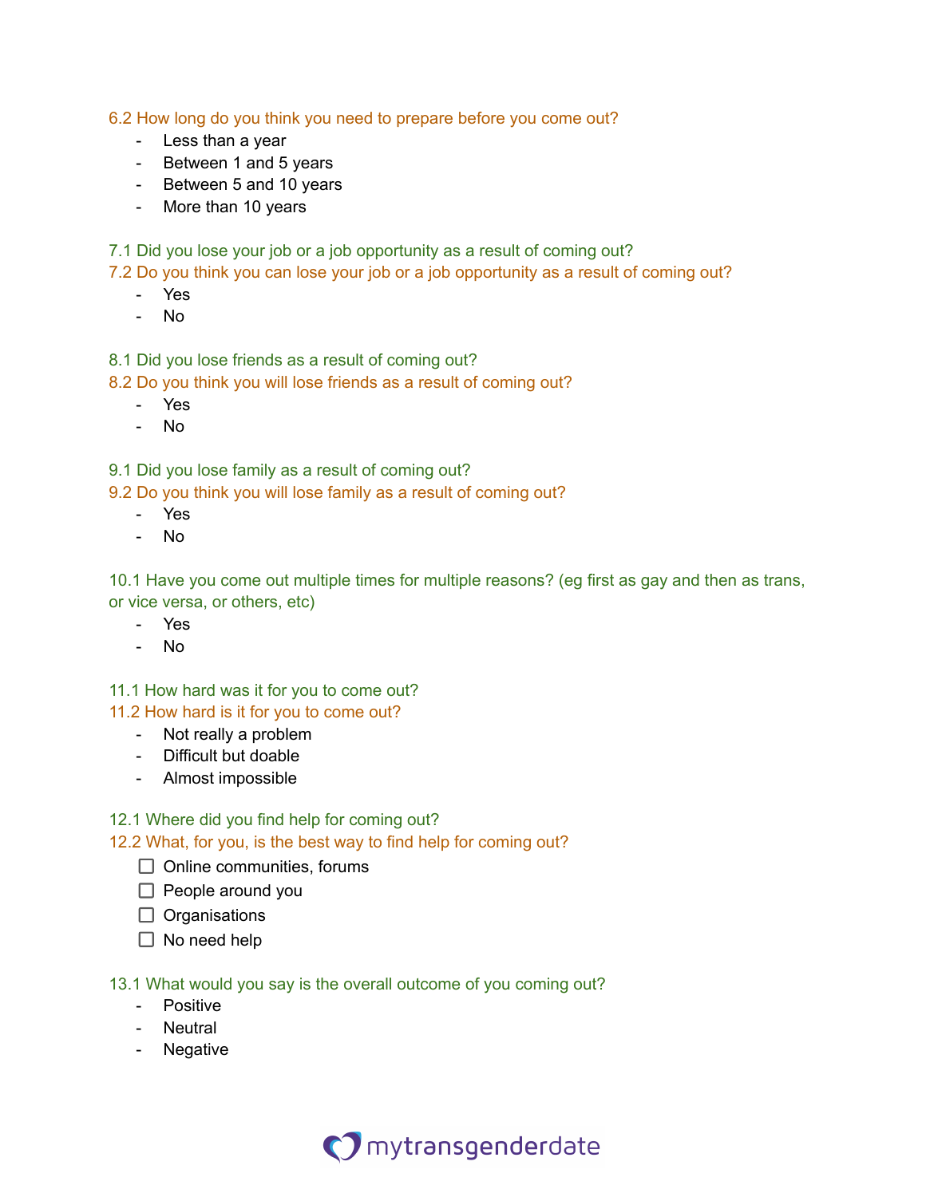6.2 How long do you think you need to prepare before you come out?

- Less than a year
- Between 1 and 5 years
- Between 5 and 10 years
- More than 10 years

7.1 Did you lose your job or a job opportunity as a result of coming out?
7.2 Do you think you can lose your job or a job opportunity as a result of coming out?

- Yes
- No

8.1 Did you lose friends as a result of coming out?
8.2 Do you think you will lose friends as a result of coming out?

- Yes
- No

9.1 Did you lose family as a result of coming out?
9.2 Do you think you will lose family as a result of coming out?

- Yes
- No

10.1 Have you come out multiple times for multiple reasons? (eg first as gay and then as trans, or vice versa, or others, etc)

- Yes
- No

11.1 How hard was it for you to come out?
11.2 How hard is it for you to come out?

- Not really a problem
- Difficult but doable
- Almost impossible

12.1 Where did you find help for coming out?
12.2 What, for you, is the best way to find help for coming out?

- [ ] Online communities, forums
- [ ] People around you
- [ ] Organisations
- [ ] No need help

13.1 What would you say is the overall outcome of you coming out?

- Positive
- Neutral
- Negative

mytransgenderdate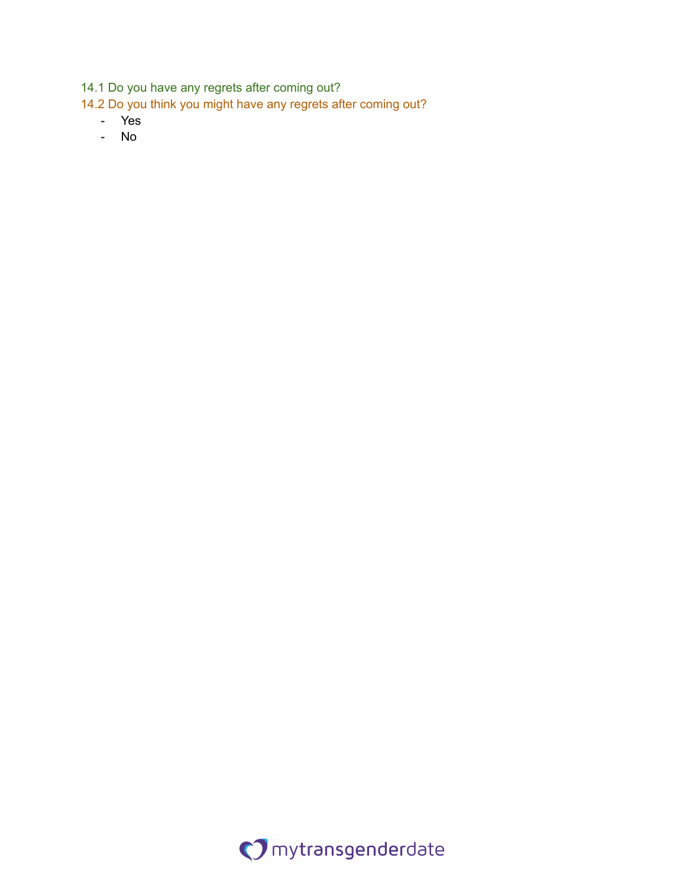14.1 Do you have any regrets after coming out?
14.2 Do you think you might have any regrets after coming out?

- Yes
- No